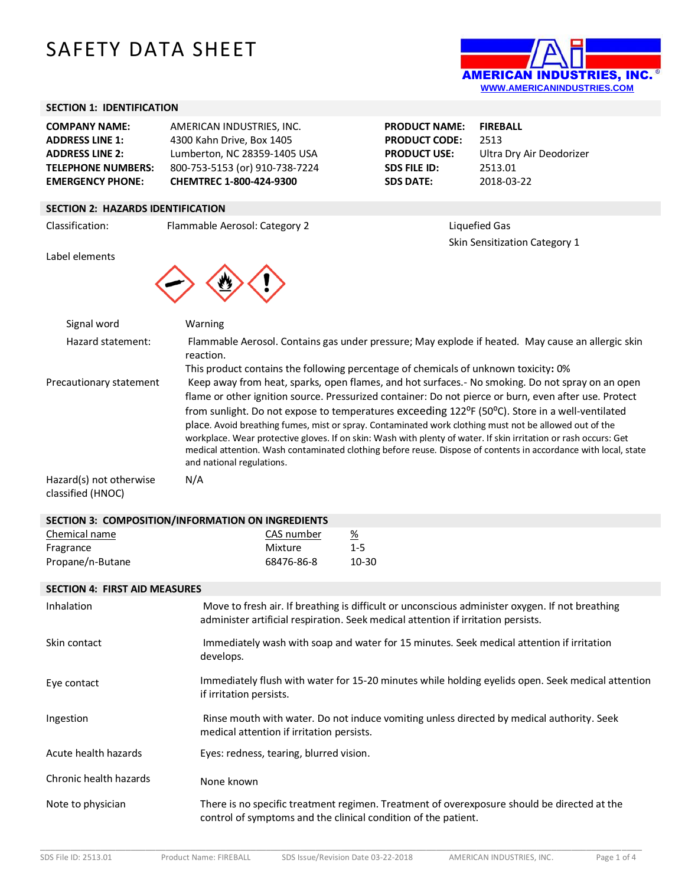# SAFETY DATA SHEET

AMERICAN INDUSTRIES, INC.
WWW.AMERICANINDUSTRIES.COM

## SECTION 1: IDENTIFICATION

| | | | |
|---|---|---|---|
| **COMPANY NAME:** | AMERICAN INDUSTRIES, INC. | **PRODUCT NAME:** | **FIREBALL** |
| **ADDRESS LINE 1:** | 4300 Kahn Drive, Box 1405 | **PRODUCT CODE:** | 2513 |
| **ADDRESS LINE 2:** | Lumberton, NC 28359-1405 USA | **PRODUCT USE:** | Ultra Dry Air Deodorizer |
| **TELEPHONE NUMBERS:** | 800-753-5153 (or) 910-738-7224 | **SDS FILE ID:** | 2513.01 |
| **EMERGENCY PHONE:** | **CHEMTREC 1-800-424-9300** | **SDS DATE:** | 2018-03-22 |

## SECTION 2: HAZARDS IDENTIFICATION

Classification: Flammable Aerosol: Category 2

Liquefied Gas

Skin Sensitization Category 1

Label elements

Signal word: Warning

Hazard statement: Flammable Aerosol. Contains gas under pressure; May explode if heated. May cause an allergic skin reaction.

This product contains the following percentage of chemicals of unknown toxicity**:** 0%

Precautionary statement: Keep away from heat, sparks, open flames, and hot surfaces.- No smoking. Do not spray on an open flame or other ignition source. Pressurized container: Do not pierce or burn, even after use. Protect from sunlight. Do not expose to temperatures exceeding 122ºF (50ºC). Store in a well-ventilated place. Avoid breathing fumes, mist or spray. Contaminated work clothing must not be allowed out of the workplace. Wear protective gloves. If on skin: Wash with plenty of water. If skin irritation or rash occurs: Get medical attention. Wash contaminated clothing before reuse. Dispose of contents in accordance with local, state and national regulations.

Hazard(s) not otherwise classified (HNOC): N/A

## SECTION 3: COMPOSITION/INFORMATION ON INGREDIENTS

| Chemical name | CAS number | % |
|---|---|---|
| Fragrance | Mixture | 1-5 |
| Propane/n-Butane | 68476-86-8 | 10-30 |

## SECTION 4: FIRST AID MEASURES

| | |
|---|---|
| Inhalation | Move to fresh air. If breathing is difficult or unconscious administer oxygen. If not breathing administer artificial respiration. Seek medical attention if irritation persists. |
| Skin contact | Immediately wash with soap and water for 15 minutes. Seek medical attention if irritation develops. |
| Eye contact | Immediately flush with water for 15-20 minutes while holding eyelids open. Seek medical attention if irritation persists. |
| Ingestion | Rinse mouth with water. Do not induce vomiting unless directed by medical authority. Seek medical attention if irritation persists. |
| Acute health hazards | Eyes: redness, tearing, blurred vision. |
| Chronic health hazards | None known |
| Note to physician | There is no specific treatment regimen. Treatment of overexposure should be directed at the control of symptoms and the clinical condition of the patient. |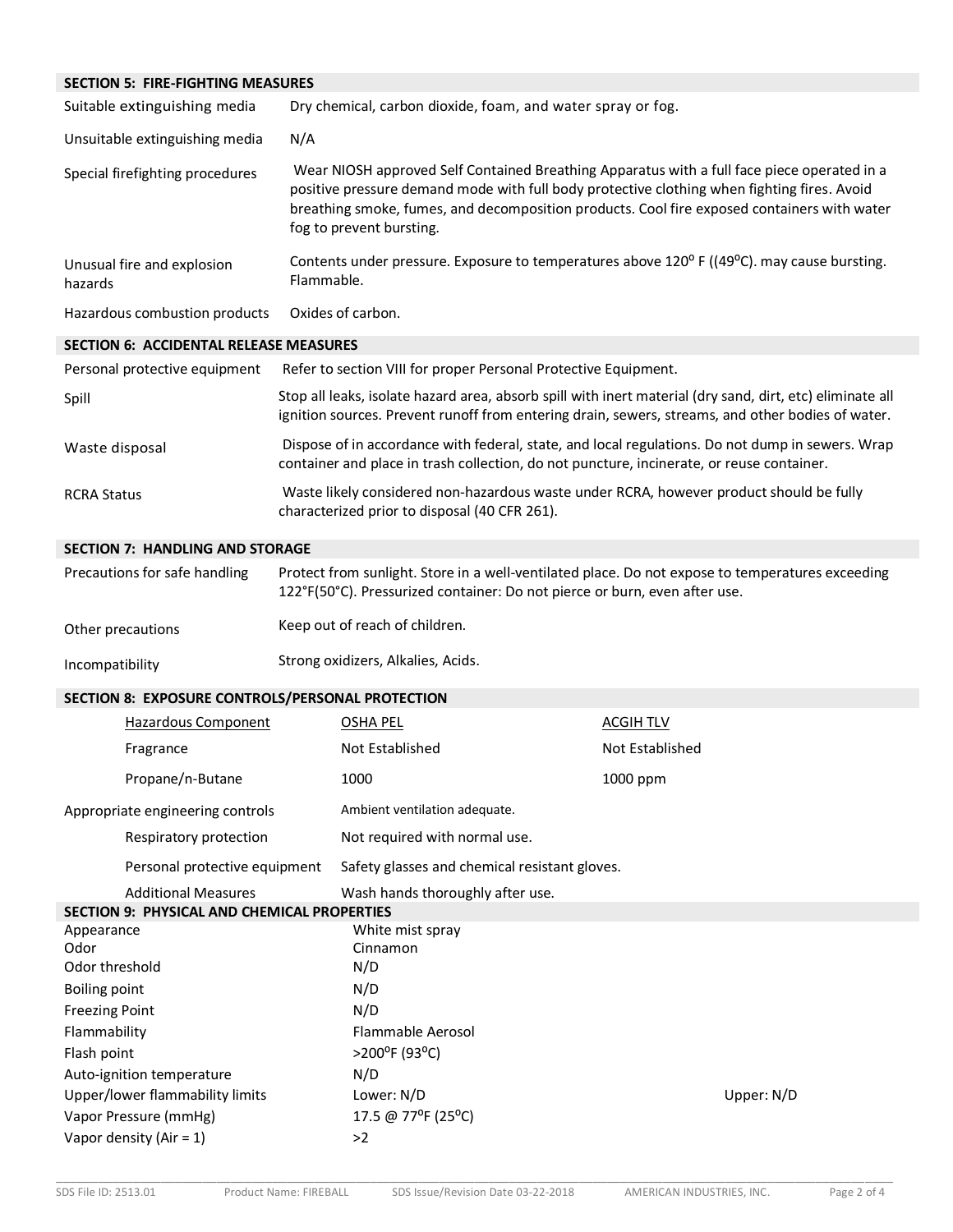## SECTION 5: FIRE-FIGHTING MEASURES

| | |
|---|---|
| Suitable extinguishing media | Dry chemical, carbon dioxide, foam, and water spray or fog. |
| Unsuitable extinguishing media | N/A |
| Special firefighting procedures | Wear NIOSH approved Self Contained Breathing Apparatus with a full face piece operated in a positive pressure demand mode with full body protective clothing when fighting fires. Avoid breathing smoke, fumes, and decomposition products. Cool fire exposed containers with water fog to prevent bursting. |
| Unusual fire and explosion hazards | Contents under pressure. Exposure to temperatures above 120$^{o}$ F ((49$^{o}$C). may cause bursting. Flammable. |
| Hazardous combustion products | Oxides of carbon. |

## SECTION 6: ACCIDENTAL RELEASE MEASURES

| | |
|---|---|
| Personal protective equipment | Refer to section VIII for proper Personal Protective Equipment. |
| Spill | Stop all leaks, isolate hazard area, absorb spill with inert material (dry sand, dirt, etc) eliminate all ignition sources. Prevent runoff from entering drain, sewers, streams, and other bodies of water. |
| Waste disposal | Dispose of in accordance with federal, state, and local regulations. Do not dump in sewers. Wrap container and place in trash collection, do not puncture, incinerate, or reuse container. |
| RCRA Status | Waste likely considered non-hazardous waste under RCRA, however product should be fully characterized prior to disposal (40 CFR 261). |

## SECTION 7: HANDLING AND STORAGE

| | |
|---|---|
| Precautions for safe handling | Protect from sunlight. Store in a well-ventilated place. Do not expose to temperatures exceeding 122°F(50°C). Pressurized container: Do not pierce or burn, even after use. |
| Other precautions | Keep out of reach of children. |
| Incompatibility | Strong oxidizers, Alkalies, Acids. |

## SECTION 8: EXPOSURE CONTROLS/PERSONAL PROTECTION

| Hazardous Component | OSHA PEL | ACGIH TLV |
|---|---|---|
| Fragrance | Not Established | Not Established |
| Propane/n-Butane | 1000 | 1000 ppm |

| | |
|---|---|
| Appropriate engineering controls | Ambient ventilation adequate. |
| Respiratory protection | Not required with normal use. |
| Personal protective equipment | Safety glasses and chemical resistant gloves. |
| Additional Measures | Wash hands thoroughly after use. |

## SECTION 9: PHYSICAL AND CHEMICAL PROPERTIES

| | | |
|---|---|---|
| Appearance | White mist spray | |
| Odor | Cinnamon | |
| Odor threshold | N/D | |
| Boiling point | N/D | |
| Freezing Point | N/D | |
| Flammability | Flammable Aerosol | |
| Flash point | >200$^{o}$F (93$^{o}$C) | |
| Auto-ignition temperature | N/D | |
| Upper/lower flammability limits | Lower: N/D | Upper: N/D |
| Vapor Pressure (mmHg) | 17.5 @ 77$^{o}$F (25$^{o}$C) | |
| Vapor density (Air = 1) | >2 | |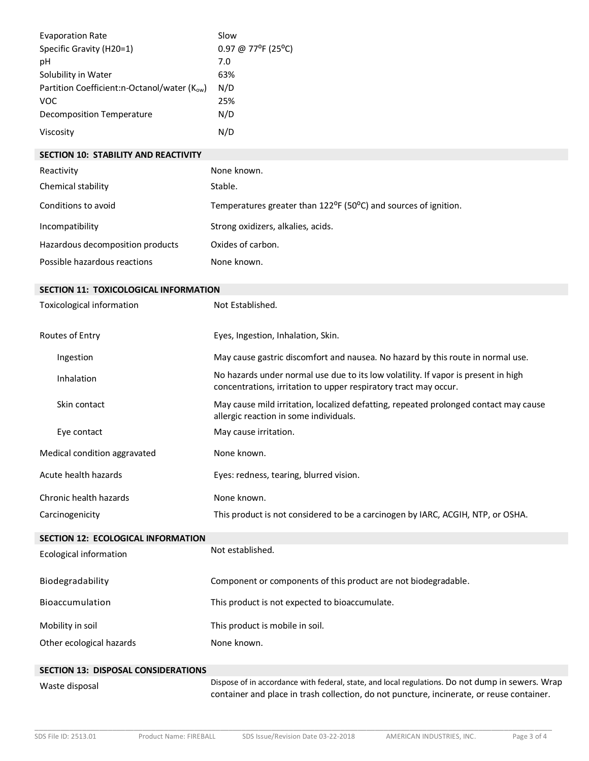| | |
|---|---|
| Evaporation Rate | Slow |
| Specific Gravity (H20=1) | 0.97 @ 77ºF (25ºC) |
| pH | 7.0 |
| Solubility in Water | 63% |
| Partition Coefficient:n-Octanol/water ($K_{ow}$) | N/D |
| VOC | 25% |
| Decomposition Temperature | N/D |
| Viscosity | N/D |

## SECTION 10: STABILITY AND REACTIVITY

| | |
|---|---|
| Reactivity | None known. |
| Chemical stability | Stable. |
| Conditions to avoid | Temperatures greater than 122ºF (50ºC) and sources of ignition. |
| Incompatibility | Strong oxidizers, alkalies, acids. |
| Hazardous decomposition products | Oxides of carbon. |
| Possible hazardous reactions | None known. |

## SECTION 11: TOXICOLOGICAL INFORMATION

| | |
|---|---|
| Toxicological information | Not Established. |
| Routes of Entry | Eyes, Ingestion, Inhalation, Skin. |
| Ingestion | May cause gastric discomfort and nausea. No hazard by this route in normal use. |
| Inhalation | No hazards under normal use due to its low volatility. If vapor is present in high concentrations, irritation to upper respiratory tract may occur. |
| Skin contact | May cause mild irritation, localized defatting, repeated prolonged contact may cause allergic reaction in some individuals. |
| Eye contact | May cause irritation. |
| Medical condition aggravated | None known. |
| Acute health hazards | Eyes: redness, tearing, blurred vision. |
| Chronic health hazards | None known. |
| Carcinogenicity | This product is not considered to be a carcinogen by IARC, ACGIH, NTP, or OSHA. |

## SECTION 12: ECOLOGICAL INFORMATION

| | |
|---|---|
| Ecological information | Not established. |
| Biodegradability | Component or components of this product are not biodegradable. |
| Bioaccumulation | This product is not expected to bioaccumulate. |
| Mobility in soil | This product is mobile in soil. |
| Other ecological hazards | None known. |

## SECTION 13: DISPOSAL CONSIDERATIONS

| | |
|---|---|
| Waste disposal | Dispose of in accordance with federal, state, and local regulations. Do not dump in sewers. Wrap container and place in trash collection, do not puncture, incinerate, or reuse container. |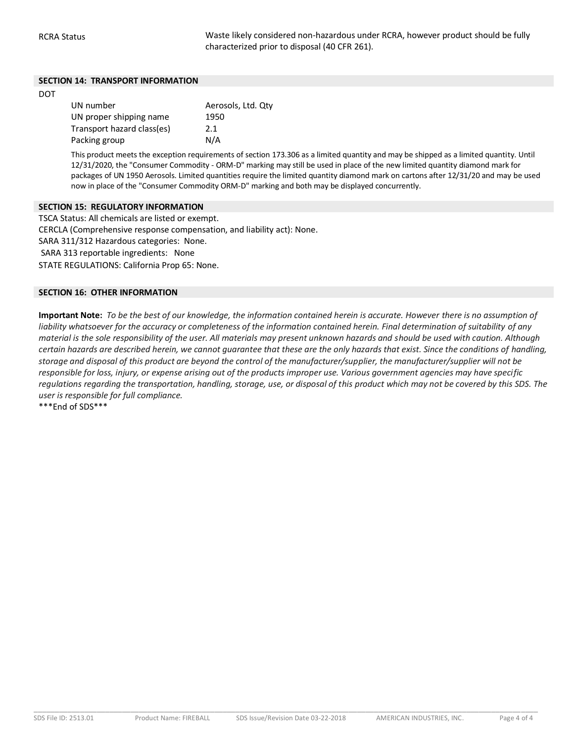| | |
|---|---|
| RCRA Status | Waste likely considered non-hazardous under RCRA, however product should be fully characterized prior to disposal (40 CFR 261). |

## SECTION 14: TRANSPORT INFORMATION

DOT

| | |
|---|---|
| UN number | Aerosols, Ltd. Qty |
| UN proper shipping name | 1950 |
| Transport hazard class(es) | 2.1 |
| Packing group | N/A |

This product meets the exception requirements of section 173.306 as a limited quantity and may be shipped as a limited quantity. Until 12/31/2020, the "Consumer Commodity - ORM-D" marking may still be used in place of the new limited quantity diamond mark for packages of UN 1950 Aerosols. Limited quantities require the limited quantity diamond mark on cartons after 12/31/20 and may be used now in place of the "Consumer Commodity ORM-D" marking and both may be displayed concurrently.

## SECTION 15: REGULATORY INFORMATION

TSCA Status: All chemicals are listed or exempt.

CERCLA (Comprehensive response compensation, and liability act): None.

SARA 311/312 Hazardous categories: None.

SARA 313 reportable ingredients: None

STATE REGULATIONS: California Prop 65: None.

## SECTION 16: OTHER INFORMATION

**Important Note:** *To be the best of our knowledge, the information contained herein is accurate. However there is no assumption of liability whatsoever for the accuracy or completeness of the information contained herein. Final determination of suitability of any material is the sole responsibility of the user. All materials may present unknown hazards and should be used with caution. Although certain hazards are described herein, we cannot guarantee that these are the only hazards that exist. Since the conditions of handling, storage and disposal of this product are beyond the control of the manufacturer/supplier, the manufacturer/supplier will not be responsible for loss, injury, or expense arising out of the products improper use. Various government agencies may have specific regulations regarding the transportation, handling, storage, use, or disposal of this product which may not be covered by this SDS. The user is responsible for full compliance.*

***End of SDS***